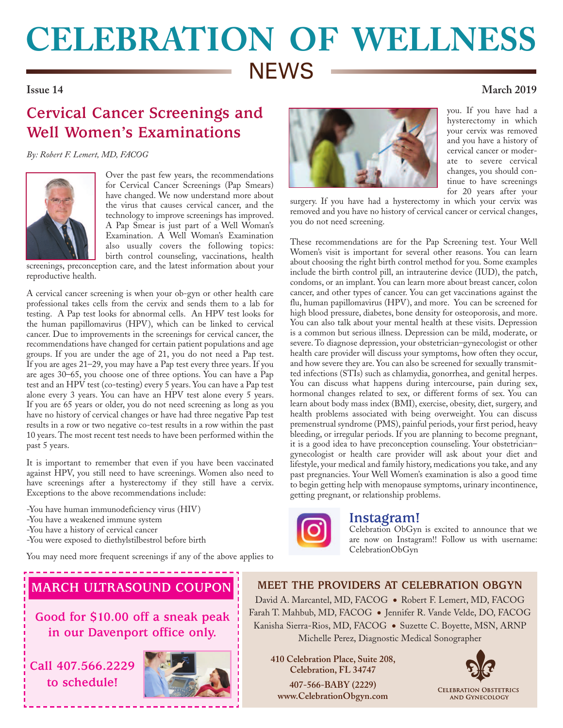# CELEBRATION OF WELLNESS NEWS

**Issue 14** **March 2019**

## Cervical Cancer Screenings and Well Women's Examinations

*By: Robert F. Lemert, MD, FACOG*

Over the past few years, the recommendations for Cervical Cancer Screenings (Pap Smears) have changed. We now understand more about the virus that causes cervical cancer, and the technology to improve screenings has improved. A Pap Smear is just part of a Well Woman's Examination. A Well Woman's Examination also usually covers the following topics: birth control counseling, vaccinations, health screenings, preconception care, and the latest information about your reproductive health.

A cervical cancer screening is when your ob-gyn or other health care professional takes cells from the cervix and sends them to a lab for testing. A Pap test looks for abnormal cells. An HPV test looks for the human papillomavirus (HPV), which can be linked to cervical cancer. Due to improvements in the screenings for cervical cancer, the recommendations have changed for certain patient populations and age groups. If you are under the age of 21, you do not need a Pap test. If you are ages 21–29, you may have a Pap test every three years. If you are ages 30–65, you choose one of three options. You can have a Pap test and an HPV test (co-testing) every 5 years. You can have a Pap test alone every 3 years. You can have an HPV test alone every 5 years. If you are 65 years or older, you do not need screening as long as you have no history of cervical changes or have had three negative Pap test results in a row or two negative co-test results in a row within the past 10 years. The most recent test needs to have been performed within the past 5 years.

It is important to remember that even if you have been vaccinated against HPV, you still need to have screenings. Women also need to have screenings after a hysterectomy if they still have a cervix. Exceptions to the above recommendations include:

-You have human immunodeficiency virus (HIV)
-You have a weakened immune system
-You have a history of cervical cancer
-You were exposed to diethylstilbestrol before birth

You may need more frequent screenings if any of the above applies to you. If you have had a hysterectomy in which your cervix was removed and you have a history of cervical cancer or moderate to severe cervical changes, you should continue to have screenings for 20 years after your surgery. If you have had a hysterectomy in which your cervix was removed and you have no history of cervical cancer or cervical changes, you do not need screening.

These recommendations are for the Pap Screening test. Your Well Women's visit is important for several other reasons. You can learn about choosing the right birth control method for you. Some examples include the birth control pill, an intrauterine device (IUD), the patch, condoms, or an implant. You can learn more about breast cancer, colon cancer, and other types of cancer. You can get vaccinations against the flu, human papillomavirus (HPV), and more. You can be screened for high blood pressure, diabetes, bone density for osteoporosis, and more. You can also talk about your mental health at these visits. Depression is a common but serious illness. Depression can be mild, moderate, or severe. To diagnose depression, your obstetrician–gynecologist or other health care provider will discuss your symptoms, how often they occur, and how severe they are. You can also be screened for sexually transmitted infections (STIs) such as chlamydia, gonorrhea, and genital herpes. You can discuss what happens during intercourse, pain during sex, hormonal changes related to sex, or different forms of sex. You can learn about body mass index (BMI), exercise, obesity, diet, surgery, and health problems associated with being overweight. You can discuss premenstrual syndrome (PMS), painful periods, your first period, heavy bleeding, or irregular periods. If you are planning to become pregnant, it is a good idea to have preconception counseling. Your obstetrician–gynecologist or health care provider will ask about your diet and lifestyle, your medical and family history, medications you take, and any past pregnancies. Your Well Women's examination is also a good time to begin getting help with menopause symptoms, urinary incontinence, getting pregnant, or relationship problems.

### Instagram!

Celebration ObGyn is excited to announce that we are now on Instagram!! Follow us with username: CelebrationObGyn

### MARCH ULTRASOUND COUPON

Good for $10.00 off a sneak peak in our Davenport office only.

Call 407.566.2229 to schedule!

### MEET THE PROVIDERS AT CELEBRATION OBGYN

David A. Marcantel, MD, FACOG • Robert F. Lemert, MD, FACOG
Farah T. Mahbub, MD, FACOG • Jennifer R. Vande Velde, DO, FACOG
Kanisha Sierra-Rios, MD, FACOG • Suzette C. Boyette, MSN, ARNP
Michelle Perez, Diagnostic Medical Sonographer

**410 Celebration Place, Suite 208, Celebration, FL 34747**

**407-566-BABY (2229)**
**www.CelebrationObgyn.com**

CELEBRATION OBSTETRICS AND GYNECOLOGY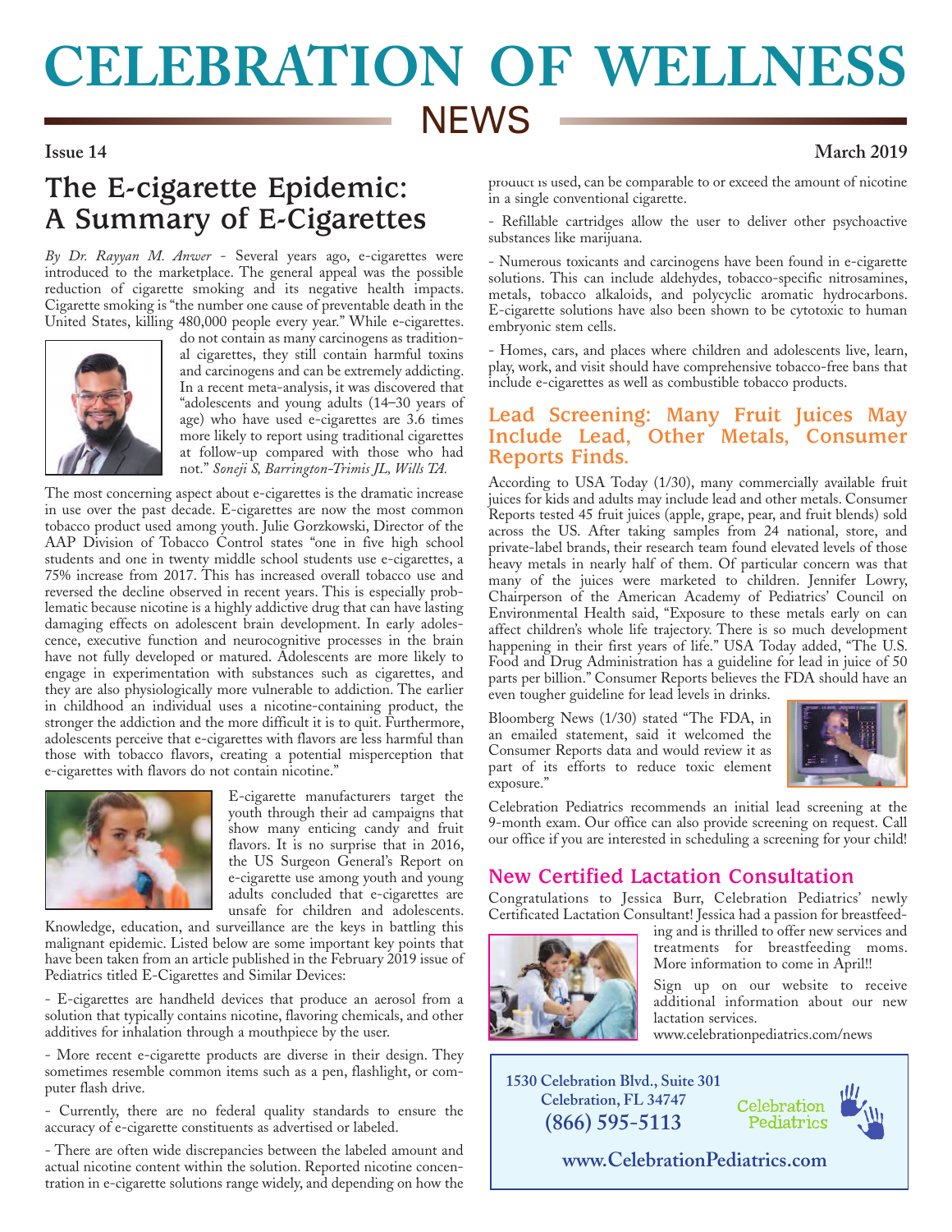# CELEBRATION OF WELLNESS NEWS

**Issue 14** **March 2019**

## The E-cigarette Epidemic: A Summary of E-Cigarettes

*By Dr. Rayyan M. Anwer* - Several years ago, e-cigarettes were introduced to the marketplace. The general appeal was the possible reduction of cigarette smoking and its negative health impacts. Cigarette smoking is "the number one cause of preventable death in the United States, killing 480,000 people every year." While e-cigarettes. do not contain as many carcinogens as traditional cigarettes, they still contain harmful toxins and carcinogens and can be extremely addicting. In a recent meta-analysis, it was discovered that "adolescents and young adults (14–30 years of age) who have used e-cigarettes are 3.6 times more likely to report using traditional cigarettes at follow-up compared with those who had not." *Soneji S, Barrington-Trimis JL, Wills TA.*

The most concerning aspect about e-cigarettes is the dramatic increase in use over the past decade. E-cigarettes are now the most common tobacco product used among youth. Julie Gorzkowski, Director of the AAP Division of Tobacco Control states "one in five high school students and one in twenty middle school students use e-cigarettes, a 75% increase from 2017. This has increased overall tobacco use and reversed the decline observed in recent years. This is especially problematic because nicotine is a highly addictive drug that can have lasting damaging effects on adolescent brain development. In early adolescence, executive function and neurocognitive processes in the brain have not fully developed or matured. Adolescents are more likely to engage in experimentation with substances such as cigarettes, and they are also physiologically more vulnerable to addiction. The earlier in childhood an individual uses a nicotine-containing product, the stronger the addiction and the more difficult it is to quit. Furthermore, adolescents perceive that e-cigarettes with flavors are less harmful than those with tobacco flavors, creating a potential misperception that e-cigarettes with flavors do not contain nicotine."

E-cigarette manufacturers target the youth through their ad campaigns that show many enticing candy and fruit flavors. It is no surprise that in 2016, the US Surgeon General's Report on e-cigarette use among youth and young adults concluded that e-cigarettes are unsafe for children and adolescents. Knowledge, education, and surveillance are the keys in battling this malignant epidemic. Listed below are some important key points that have been taken from an article published in the February 2019 issue of Pediatrics titled E-Cigarettes and Similar Devices:

- E-cigarettes are handheld devices that produce an aerosol from a solution that typically contains nicotine, flavoring chemicals, and other additives for inhalation through a mouthpiece by the user.

- More recent e-cigarette products are diverse in their design. They sometimes resemble common items such as a pen, flashlight, or computer flash drive.

- Currently, there are no federal quality standards to ensure the accuracy of e-cigarette constituents as advertised or labeled.

- There are often wide discrepancies between the labeled amount and actual nicotine content within the solution. Reported nicotine concentration in e-cigarette solutions range widely, and depending on how the product is used, can be comparable to or exceed the amount of nicotine in a single conventional cigarette.

- Refillable cartridges allow the user to deliver other psychoactive substances like marijuana.

- Numerous toxicants and carcinogens have been found in e-cigarette solutions. This can include aldehydes, tobacco-specific nitrosamines, metals, tobacco alkaloids, and polycyclic aromatic hydrocarbons. E-cigarette solutions have also been shown to be cytotoxic to human embryonic stem cells.

- Homes, cars, and places where children and adolescents live, learn, play, work, and visit should have comprehensive tobacco-free bans that include e-cigarettes as well as combustible tobacco products.

## Lead Screening: Many Fruit Juices May Include Lead, Other Metals, Consumer Reports Finds.

According to USA Today (1/30), many commercially available fruit juices for kids and adults may include lead and other metals. Consumer Reports tested 45 fruit juices (apple, grape, pear, and fruit blends) sold across the US. After taking samples from 24 national, store, and private-label brands, their research team found elevated levels of those heavy metals in nearly half of them. Of particular concern was that many of the juices were marketed to children. Jennifer Lowry, Chairperson of the American Academy of Pediatrics' Council on Environmental Health said, "Exposure to these metals early on can affect children's whole life trajectory. There is so much development happening in their first years of life." USA Today added, "The U.S. Food and Drug Administration has a guideline for lead in juice of 50 parts per billion." Consumer Reports believes the FDA should have an even tougher guideline for lead levels in drinks.

Bloomberg News (1/30) stated "The FDA, in an emailed statement, said it welcomed the Consumer Reports data and would review it as part of its efforts to reduce toxic element exposure."

Celebration Pediatrics recommends an initial lead screening at the 9-month exam. Our office can also provide screening on request. Call our office if you are interested in scheduling a screening for your child!

## New Certified Lactation Consultation

Congratulations to Jessica Burr, Celebration Pediatrics' newly Certificated Lactation Consultant! Jessica had a passion for breastfeeding and is thrilled to offer new services and treatments for breastfeeding moms. More information to come in April!!

Sign up on our website to receive additional information about our new lactation services.
www.celebrationpediatrics.com/news

**1530 Celebration Blvd., Suite 301**
**Celebration, FL 34747**
**(866) 595-5113**

Celebration Pediatrics

**www.CelebrationPediatrics.com**